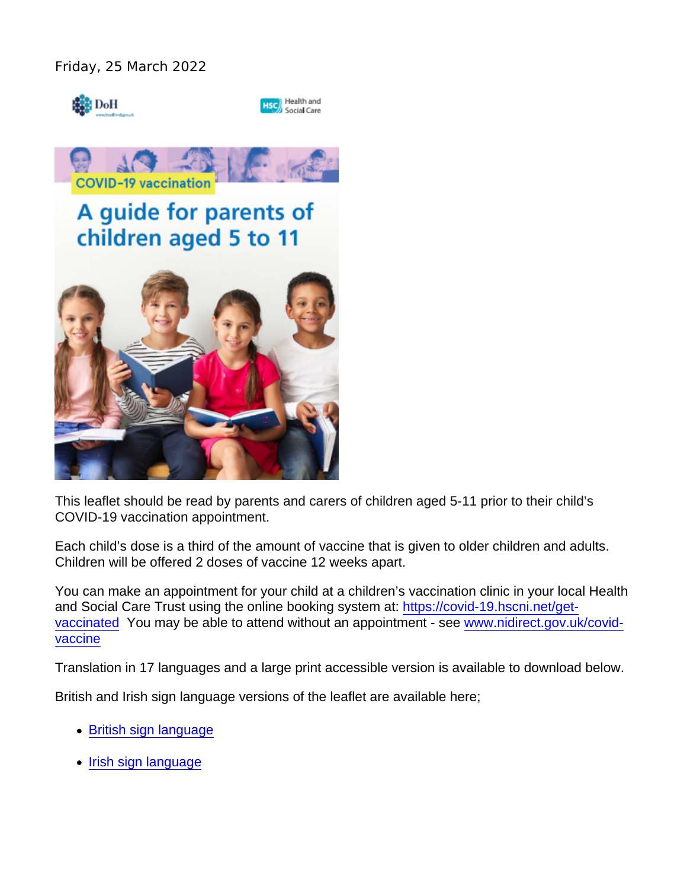Friday, 25 March 2022

This leaflet should be read by parents and carers of children aged 5-11 prior to their child's COVID-19 vaccination appointment.

Each child's dose is a third of the amount of vaccine that is given to older children and adults. Children will be offered 2 doses of vaccine 12 weeks apart.

You can make an appointment for your child at a children's vaccination clinic in your local Health and Social Care Trust using the online booking system at: [https://covid-19.hscni.net/get-vaccinated](https://covid-19.hscni.net/get-vaccinated) You may be able to attend without an appointment - see [www.nidirect.gov.uk/covid-vaccine](www.nidirect.gov.uk/covid-vaccine)

Translation in 17 languages and a large print accessible version is available to download below.

British and Irish sign language versions of the leaflet are available here;

- British sign language
- Irish sign language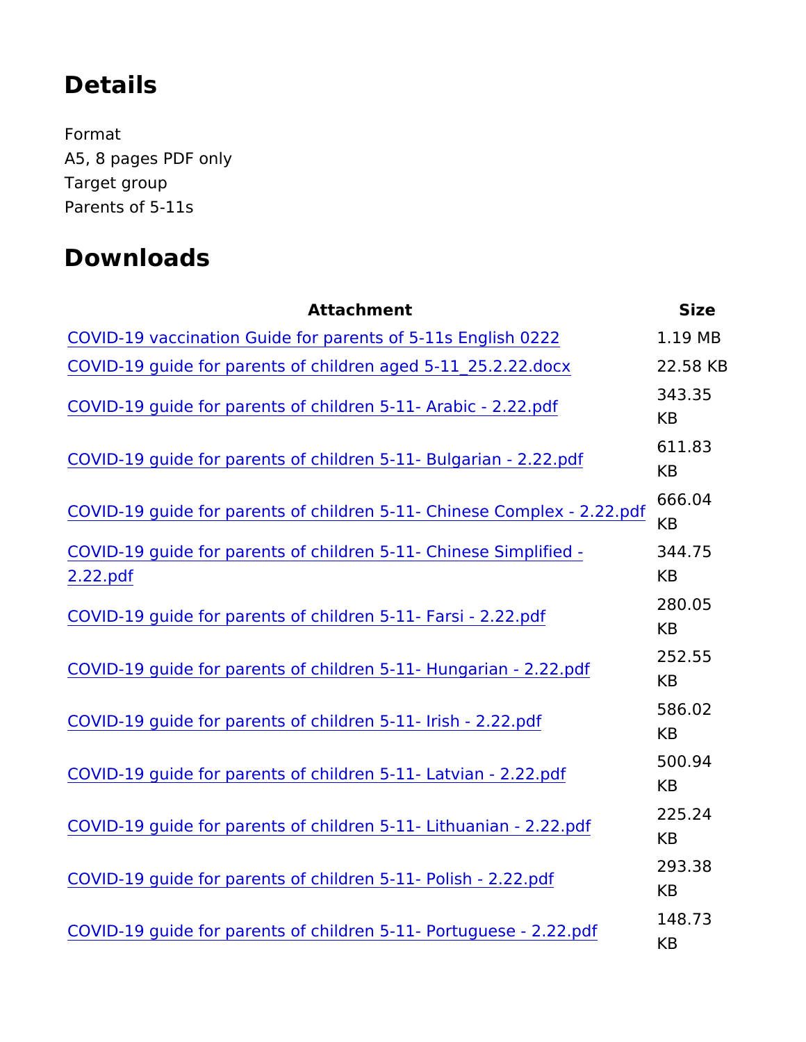## Details

Format
A5, 8 pages PDF only
Target group
Parents of 5-11s

## Downloads

| Attachment | Size |
| --- | --- |
| COVID-19 vaccination Guide for parents of 5-11s English 0222 | 1.19 MB |
| COVID-19 guide for parents of children aged 5-11_25.2.22.docx | 22.58 KB |
| COVID-19 guide for parents of children 5-11- Arabic - 2.22.pdf | 343.35 KB |
| COVID-19 guide for parents of children 5-11- Bulgarian - 2.22.pdf | 611.83 KB |
| COVID-19 guide for parents of children 5-11- Chinese Complex - 2.22.pdf | 666.04 KB |
| COVID-19 guide for parents of children 5-11- Chinese Simplified - 2.22.pdf | 344.75 KB |
| COVID-19 guide for parents of children 5-11- Farsi - 2.22.pdf | 280.05 KB |
| COVID-19 guide for parents of children 5-11- Hungarian - 2.22.pdf | 252.55 KB |
| COVID-19 guide for parents of children 5-11- Irish - 2.22.pdf | 586.02 KB |
| COVID-19 guide for parents of children 5-11- Latvian - 2.22.pdf | 500.94 KB |
| COVID-19 guide for parents of children 5-11- Lithuanian - 2.22.pdf | 225.24 KB |
| COVID-19 guide for parents of children 5-11- Polish - 2.22.pdf | 293.38 KB |
| COVID-19 guide for parents of children 5-11- Portuguese - 2.22.pdf | 148.73 KB |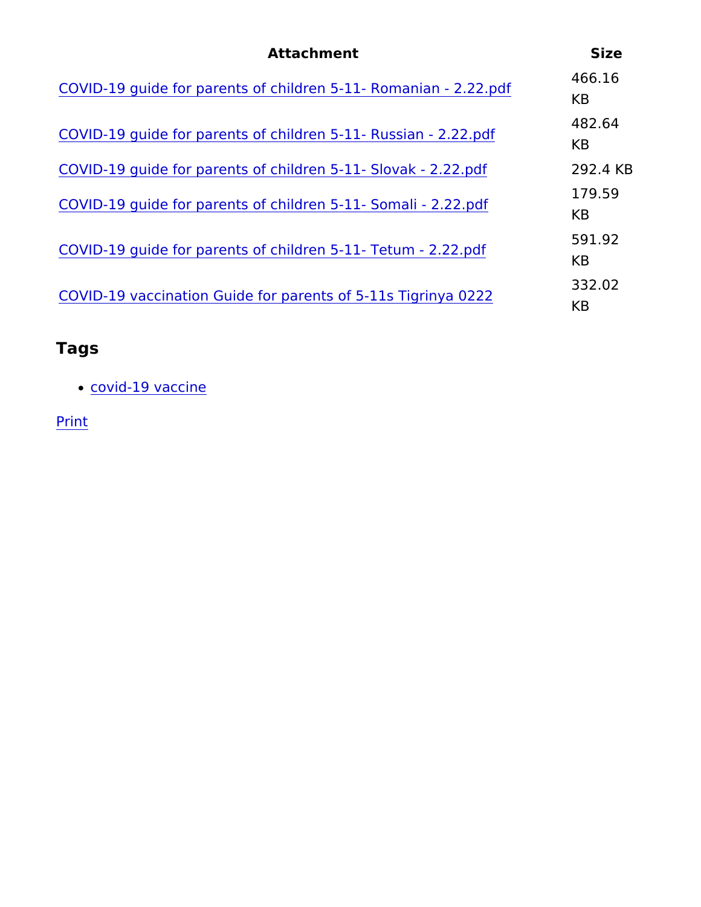| Attachment | Size |
| --- | --- |
| COVID-19 guide for parents of children 5-11- Romanian - 2.22.pdf | 466.16 KB |
| COVID-19 guide for parents of children 5-11- Russian - 2.22.pdf | 482.64 KB |
| COVID-19 guide for parents of children 5-11- Slovak - 2.22.pdf | 292.4 KB |
| COVID-19 guide for parents of children 5-11- Somali - 2.22.pdf | 179.59 KB |
| COVID-19 guide for parents of children 5-11- Tetum - 2.22.pdf | 591.92 KB |
| COVID-19 vaccination Guide for parents of 5-11s Tigrinya 0222 | 332.02 KB |

## Tags

- covid-19 vaccine

Print